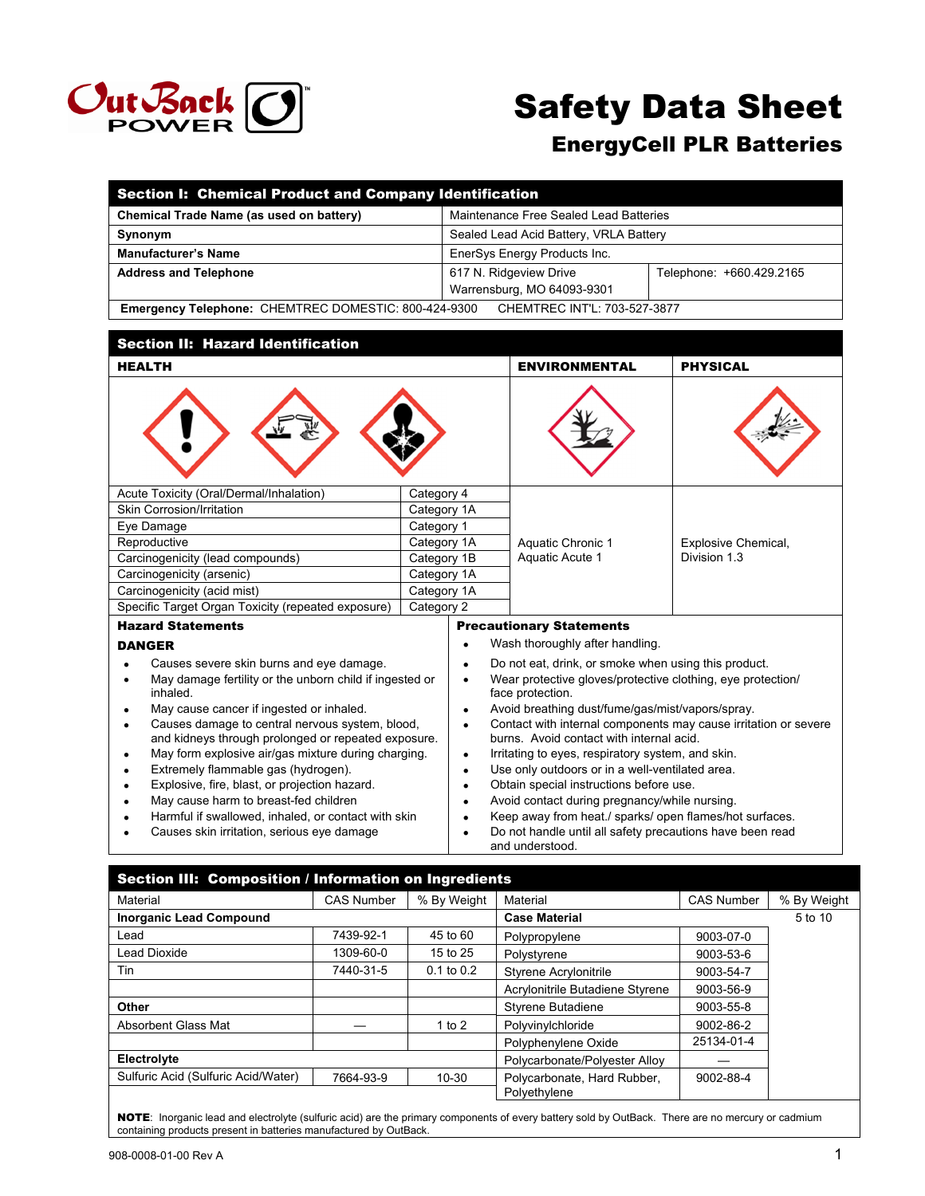# Safety Data Sheet

## EnergyCell PLR Batteries

## Section I: Chemical Product and Company Identification

| | | |
|---|---|---|
| **Chemical Trade Name (as used on battery)** | Maintenance Free Sealed Lead Batteries | |
| **Synonym** | Sealed Lead Acid Battery, VRLA Battery | |
| **Manufacturer's Name** | EnerSys Energy Products Inc. | |
| **Address and Telephone** | 617 N. Ridgeview Drive<br>Warrensburg, MO 64093-9301 | Telephone: +660.429.2165 |

**Emergency Telephone:** CHEMTREC DOMESTIC: 800-424-9300 CHEMTREC INT'L: 703-527-3877

## Section II: Hazard Identification

| HEALTH | | ENVIRONMENTAL | PHYSICAL |
|---|---|---|---|
| Acute Toxicity (Oral/Dermal/Inhalation) | Category 4 | Aquatic Chronic 1<br>Aquatic Acute 1 | Explosive Chemical, Division 1.3 |
| Skin Corrosion/Irritation | Category 1A | | |
| Eye Damage | Category 1 | | |
| Reproductive | Category 1A | | |
| Carcinogenicity (lead compounds) | Category 1B | | |
| Carcinogenicity (arsenic) | Category 1A | | |
| Carcinogenicity (acid mist) | Category 1A | | |
| Specific Target Organ Toxicity (repeated exposure) | Category 2 | | |

### Hazard Statements

**DANGER**

- Causes severe skin burns and eye damage.
- May damage fertility or the unborn child if ingested or inhaled.
- May cause cancer if ingested or inhaled.
- Causes damage to central nervous system, blood, and kidneys through prolonged or repeated exposure.
- May form explosive air/gas mixture during charging.
- Extremely flammable gas (hydrogen).
- Explosive, fire, blast, or projection hazard.
- May cause harm to breast-fed children
- Harmful if swallowed, inhaled, or contact with skin
- Causes skin irritation, serious eye damage

### Precautionary Statements

- Wash thoroughly after handling.
- Do not eat, drink, or smoke when using this product.
- Wear protective gloves/protective clothing, eye protection/ face protection.
- Avoid breathing dust/fume/gas/mist/vapors/spray.
- Contact with internal components may cause irritation or severe burns. Avoid contact with internal acid.
- Irritating to eyes, respiratory system, and skin.
- Use only outdoors or in a well-ventilated area.
- Obtain special instructions before use.
- Avoid contact during pregnancy/while nursing.
- Keep away from heat./ sparks/ open flames/hot surfaces.
- Do not handle until all safety precautions have been read and understood.

## Section III: Composition / Information on Ingredients

| Material | CAS Number | % By Weight | Material | CAS Number | % By Weight |
|---|---|---|---|---|---|
| **Inorganic Lead Compound** | | | **Case Material** | | 5 to 10 |
| Lead | 7439-92-1 | 45 to 60 | Polypropylene | 9003-07-0 | |
| Lead Dioxide | 1309-60-0 | 15 to 25 | Polystyrene | 9003-53-6 | |
| Tin | 7440-31-5 | 0.1 to 0.2 | Styrene Acrylonitrile | 9003-54-7 | |
| | | | Acrylonitrile Butadiene Styrene | 9003-56-9 | |
| **Other** | | | Styrene Butadiene | 9003-55-8 | |
| Absorbent Glass Mat | — | 1 to 2 | Polyvinylchloride | 9002-86-2 | |
| | | | Polyphenylene Oxide | 25134-01-4 | |
| **Electrolyte** | | | Polycarbonate/Polyester Alloy | — | |
| Sulfuric Acid (Sulfuric Acid/Water) | 7664-93-9 | 10-30 | Polycarbonate, Hard Rubber, Polyethylene | 9002-88-4 | |

**NOTE**: Inorganic lead and electrolyte (sulfuric acid) are the primary components of every battery sold by OutBack. There are no mercury or cadmium containing products present in batteries manufactured by OutBack.

908-0008-01-00 Rev A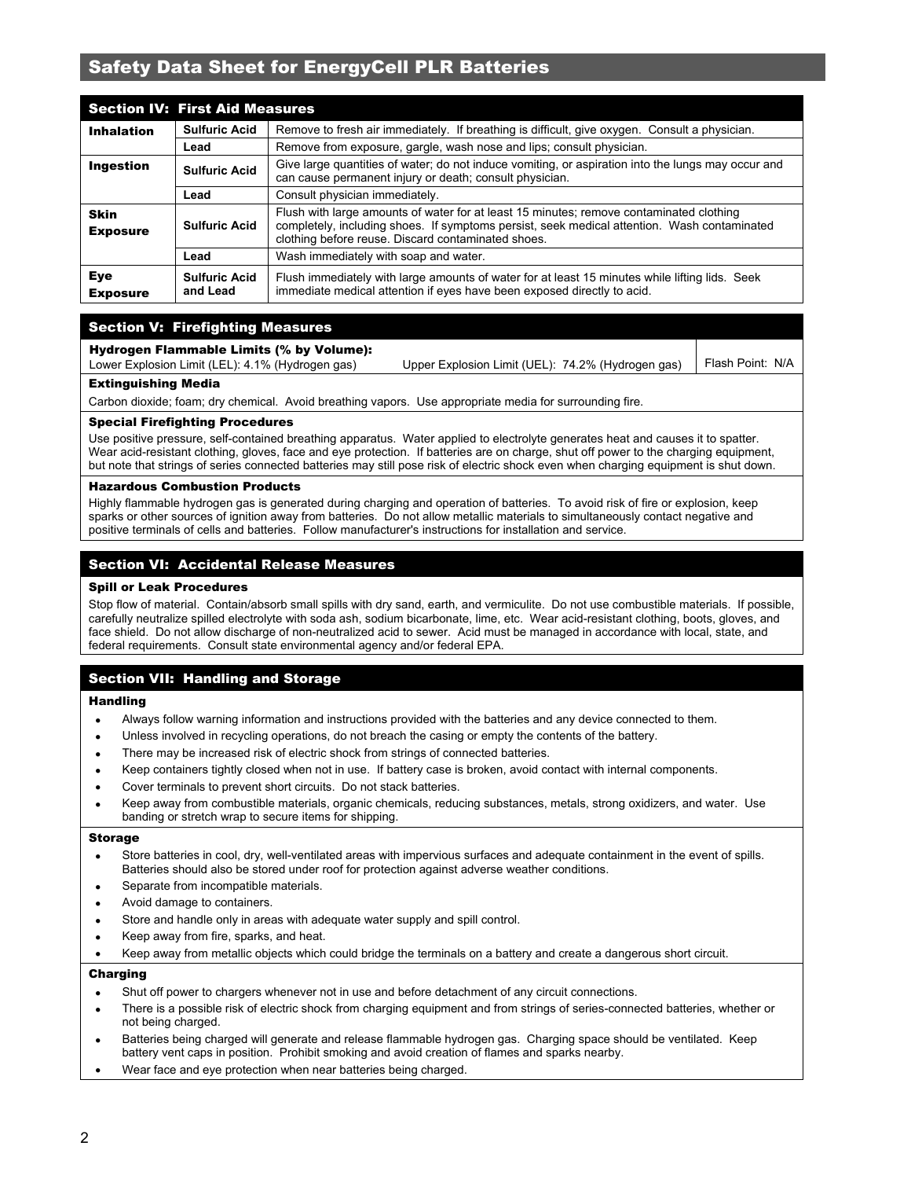# Safety Data Sheet for EnergyCell PLR Batteries

## Section IV: First Aid Measures

| | | |
|---|---|---|
| **Inhalation** | **Sulfuric Acid** | Remove to fresh air immediately. If breathing is difficult, give oxygen. Consult a physician. |
| | **Lead** | Remove from exposure, gargle, wash nose and lips; consult physician. |
| **Ingestion** | **Sulfuric Acid** | Give large quantities of water; do not induce vomiting, or aspiration into the lungs may occur and can cause permanent injury or death; consult physician. |
| | **Lead** | Consult physician immediately. |
| **Skin Exposure** | **Sulfuric Acid** | Flush with large amounts of water for at least 15 minutes; remove contaminated clothing completely, including shoes. If symptoms persist, seek medical attention. Wash contaminated clothing before reuse. Discard contaminated shoes. |
| | **Lead** | Wash immediately with soap and water. |
| **Eye Exposure** | **Sulfuric Acid and Lead** | Flush immediately with large amounts of water for at least 15 minutes while lifting lids. Seek immediate medical attention if eyes have been exposed directly to acid. |

## Section V: Firefighting Measures

**Hydrogen Flammable Limits (% by Volume):**
Lower Explosion Limit (LEL): 4.1% (Hydrogen gas)  Upper Explosion Limit (UEL): 74.2% (Hydrogen gas)

Flash Point: N/A

### Extinguishing Media

Carbon dioxide; foam; dry chemical. Avoid breathing vapors. Use appropriate media for surrounding fire.

### Special Firefighting Procedures

Use positive pressure, self-contained breathing apparatus. Water applied to electrolyte generates heat and causes it to spatter. Wear acid-resistant clothing, gloves, face and eye protection. If batteries are on charge, shut off power to the charging equipment, but note that strings of series connected batteries may still pose risk of electric shock even when charging equipment is shut down.

### Hazardous Combustion Products

Highly flammable hydrogen gas is generated during charging and operation of batteries. To avoid risk of fire or explosion, keep sparks or other sources of ignition away from batteries. Do not allow metallic materials to simultaneously contact negative and positive terminals of cells and batteries. Follow manufacturer's instructions for installation and service.

## Section VI: Accidental Release Measures

### Spill or Leak Procedures

Stop flow of material. Contain/absorb small spills with dry sand, earth, and vermiculite. Do not use combustible materials. If possible, carefully neutralize spilled electrolyte with soda ash, sodium bicarbonate, lime, etc. Wear acid-resistant clothing, boots, gloves, and face shield. Do not allow discharge of non-neutralized acid to sewer. Acid must be managed in accordance with local, state, and federal requirements. Consult state environmental agency and/or federal EPA.

## Section VII: Handling and Storage

### Handling

- Always follow warning information and instructions provided with the batteries and any device connected to them.
- Unless involved in recycling operations, do not breach the casing or empty the contents of the battery.
- There may be increased risk of electric shock from strings of connected batteries.
- Keep containers tightly closed when not in use. If battery case is broken, avoid contact with internal components.
- Cover terminals to prevent short circuits. Do not stack batteries.
- Keep away from combustible materials, organic chemicals, reducing substances, metals, strong oxidizers, and water. Use banding or stretch wrap to secure items for shipping.

### Storage

- Store batteries in cool, dry, well-ventilated areas with impervious surfaces and adequate containment in the event of spills. Batteries should also be stored under roof for protection against adverse weather conditions.
- Separate from incompatible materials.
- Avoid damage to containers.
- Store and handle only in areas with adequate water supply and spill control.
- Keep away from fire, sparks, and heat.
- Keep away from metallic objects which could bridge the terminals on a battery and create a dangerous short circuit.

### Charging

- Shut off power to chargers whenever not in use and before detachment of any circuit connections.
- There is a possible risk of electric shock from charging equipment and from strings of series-connected batteries, whether or not being charged.
- Batteries being charged will generate and release flammable hydrogen gas. Charging space should be ventilated. Keep battery vent caps in position. Prohibit smoking and avoid creation of flames and sparks nearby.
- Wear face and eye protection when near batteries being charged.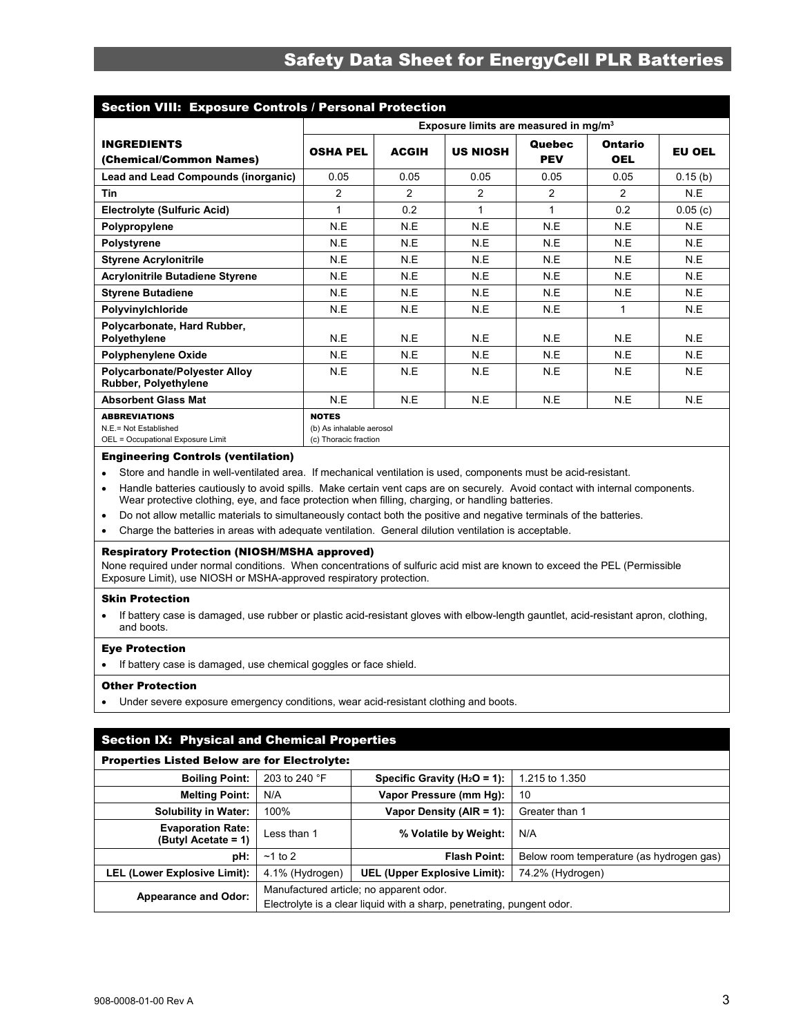## Section VIII: Exposure Controls / Personal Protection

| INGREDIENTS (Chemical/Common Names) | Exposure limits are measured in mg/m³ | | | | | |
|---|---|---|---|---|---|---|
| | OSHA PEL | ACGIH | US NIOSH | Quebec PEV | Ontario OEL | EU OEL |
| Lead and Lead Compounds (inorganic) | 0.05 | 0.05 | 0.05 | 0.05 | 0.05 | 0.15 (b) |
| Tin | 2 | 2 | 2 | 2 | 2 | N.E |
| Electrolyte (Sulfuric Acid) | 1 | 0.2 | 1 | 1 | 0.2 | 0.05 (c) |
| Polypropylene | N.E | N.E | N.E | N.E | N.E | N.E |
| Polystyrene | N.E | N.E | N.E | N.E | N.E | N.E |
| Styrene Acrylonitrile | N.E | N.E | N.E | N.E | N.E | N.E |
| Acrylonitrile Butadiene Styrene | N.E | N.E | N.E | N.E | N.E | N.E |
| Styrene Butadiene | N.E | N.E | N.E | N.E | N.E | N.E |
| Polyvinylchloride | N.E | N.E | N.E | N.E | 1 | N.E |
| Polycarbonate, Hard Rubber, Polyethylene | N.E | N.E | N.E | N.E | N.E | N.E |
| Polyphenylene Oxide | N.E | N.E | N.E | N.E | N.E | N.E |
| Polycarbonate/Polyester Alloy Rubber, Polyethylene | N.E | N.E | N.E | N.E | N.E | N.E |
| Absorbent Glass Mat | N.E | N.E | N.E | N.E | N.E | N.E |

**ABBREVIATIONS**
N.E.= Not Established
OEL = Occupational Exposure Limit

**NOTES**
(b) As inhalable aerosol
(c) Thoracic fraction

### Engineering Controls (ventilation)

- Store and handle in well-ventilated area. If mechanical ventilation is used, components must be acid-resistant.
- Handle batteries cautiously to avoid spills. Make certain vent caps are on securely. Avoid contact with internal components. Wear protective clothing, eye, and face protection when filling, charging, or handling batteries.
- Do not allow metallic materials to simultaneously contact both the positive and negative terminals of the batteries.
- Charge the batteries in areas with adequate ventilation. General dilution ventilation is acceptable.

### Respiratory Protection (NIOSH/MSHA approved)

None required under normal conditions. When concentrations of sulfuric acid mist are known to exceed the PEL (Permissible Exposure Limit), use NIOSH or MSHA-approved respiratory protection.

### Skin Protection

- If battery case is damaged, use rubber or plastic acid-resistant gloves with elbow-length gauntlet, acid-resistant apron, clothing, and boots.

### Eye Protection

- If battery case is damaged, use chemical goggles or face shield.

### Other Protection

- Under severe exposure emergency conditions, wear acid-resistant clothing and boots.

## Section IX: Physical and Chemical Properties

**Properties Listed Below are for Electrolyte:**

| Property | Value | Property | Value |
|---|---|---|---|
| Boiling Point: | 203 to 240 °F | Specific Gravity ($H_2O$ = 1): | 1.215 to 1.350 |
| Melting Point: | N/A | Vapor Pressure (mm Hg): | 10 |
| Solubility in Water: | 100% | Vapor Density (AIR = 1): | Greater than 1 |
| Evaporation Rate: (Butyl Acetate = 1) | Less than 1 | % Volatile by Weight: | N/A |
| pH: | ~1 to 2 | Flash Point: | Below room temperature (as hydrogen gas) |
| LEL (Lower Explosive Limit): | 4.1% (Hydrogen) | UEL (Upper Explosive Limit): | 74.2% (Hydrogen) |
| Appearance and Odor: | Manufactured article; no apparent odor. Electrolyte is a clear liquid with a sharp, penetrating, pungent odor. | | |

908-0008-01-00 Rev A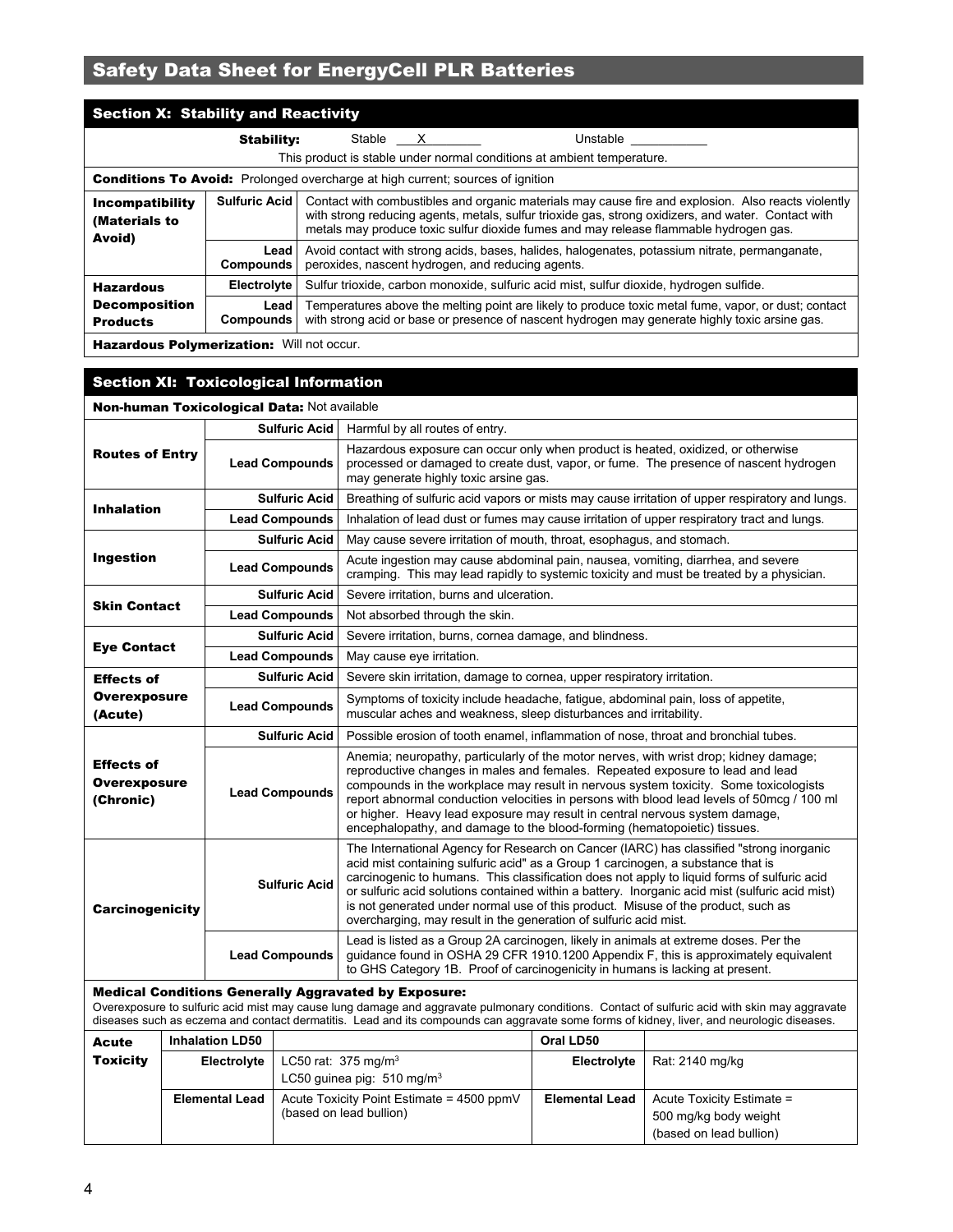# Safety Data Sheet for EnergyCell PLR Batteries

## Section X: Stability and Reactivity

**Stability:** Stable \_\_X\_\_ Unstable \_\_\_\_\_\_

This product is stable under normal conditions at ambient temperature.

**Conditions To Avoid:** Prolonged overcharge at high current; sources of ignition

| | | |
|---|---|---|
| **Incompatibility (Materials to Avoid)** | **Sulfuric Acid** | Contact with combustibles and organic materials may cause fire and explosion. Also reacts violently with strong reducing agents, metals, sulfur trioxide gas, strong oxidizers, and water. Contact with metals may produce toxic sulfur dioxide fumes and may release flammable hydrogen gas. |
| | **Lead Compounds** | Avoid contact with strong acids, bases, halides, halogenates, potassium nitrate, permanganate, peroxides, nascent hydrogen, and reducing agents. |
| **Hazardous Decomposition Products** | **Electrolyte** | Sulfur trioxide, carbon monoxide, sulfuric acid mist, sulfur dioxide, hydrogen sulfide. |
| | **Lead Compounds** | Temperatures above the melting point are likely to produce toxic metal fume, vapor, or dust; contact with strong acid or base or presence of nascent hydrogen may generate highly toxic arsine gas. |

**Hazardous Polymerization:** Will not occur.

## Section XI: Toxicological Information

**Non-human Toxicological Data:** Not available

| | | |
|---|---|---|
| **Routes of Entry** | **Sulfuric Acid** | Harmful by all routes of entry. |
| | **Lead Compounds** | Hazardous exposure can occur only when product is heated, oxidized, or otherwise processed or damaged to create dust, vapor, or fume. The presence of nascent hydrogen may generate highly toxic arsine gas. |
| **Inhalation** | **Sulfuric Acid** | Breathing of sulfuric acid vapors or mists may cause irritation of upper respiratory and lungs. |
| | **Lead Compounds** | Inhalation of lead dust or fumes may cause irritation of upper respiratory tract and lungs. |
| **Ingestion** | **Sulfuric Acid** | May cause severe irritation of mouth, throat, esophagus, and stomach. |
| | **Lead Compounds** | Acute ingestion may cause abdominal pain, nausea, vomiting, diarrhea, and severe cramping. This may lead rapidly to systemic toxicity and must be treated by a physician. |
| **Skin Contact** | **Sulfuric Acid** | Severe irritation, burns and ulceration. |
| | **Lead Compounds** | Not absorbed through the skin. |
| **Eye Contact** | **Sulfuric Acid** | Severe irritation, burns, cornea damage, and blindness. |
| | **Lead Compounds** | May cause eye irritation. |
| **Effects of Overexposure (Acute)** | **Sulfuric Acid** | Severe skin irritation, damage to cornea, upper respiratory irritation. |
| | **Lead Compounds** | Symptoms of toxicity include headache, fatigue, abdominal pain, loss of appetite, muscular aches and weakness, sleep disturbances and irritability. |
| **Effects of Overexposure (Chronic)** | **Sulfuric Acid** | Possible erosion of tooth enamel, inflammation of nose, throat and bronchial tubes. |
| | **Lead Compounds** | Anemia; neuropathy, particularly of the motor nerves, with wrist drop; kidney damage; reproductive changes in males and females. Repeated exposure to lead and lead compounds in the workplace may result in nervous system toxicity. Some toxicologists report abnormal conduction velocities in persons with blood lead levels of 50mg / 100 ml or higher. Heavy lead exposure may result in central nervous system damage, encephalopathy, and damage to the blood-forming (hematopoietic) tissues. |
| **Carcinogenicity** | **Sulfuric Acid** | The International Agency for Research on Cancer (IARC) has classified "strong inorganic acid mist containing sulfuric acid" as a Group 1 carcinogen, a substance that is carcinogenic to humans. This classification does not apply to liquid forms of sulfuric acid or sulfuric acid solutions contained within a battery. Inorganic acid mist (sulfuric acid mist) is not generated under normal use of this product. Misuse of the product, such as overcharging, may result in the generation of sulfuric acid mist. |
| | **Lead Compounds** | Lead is listed as a Group 2A carcinogen, likely in animals at extreme doses. Per the guidance found in OSHA 29 CFR 1910.1200 Appendix F, this is approximately equivalent to GHS Category 1B. Proof of carcinogenicity in humans is lacking at present. |

**Medical Conditions Generally Aggravated by Exposure:**

Overexposure to sulfuric acid mist may cause lung damage and aggravate pulmonary conditions. Contact of sulfuric acid with skin may aggravate diseases such as eczema and contact dermatitis. Lead and its compounds can aggravate some forms of kidney, liver, and neurologic diseases.

| **Acute Toxicity** | **Inhalation LD50** | | **Oral LD50** | |
|---|---|---|---|---|
| | **Electrolyte** | LC50 rat: 375 mg/m$^3$<br>LC50 guinea pig: 510 mg/m$^3$ | **Electrolyte** | Rat: 2140 mg/kg |
| | **Elemental Lead** | Acute Toxicity Point Estimate = 4500 ppmV (based on lead bullion) | **Elemental Lead** | Acute Toxicity Estimate = 500 mg/kg body weight (based on lead bullion) |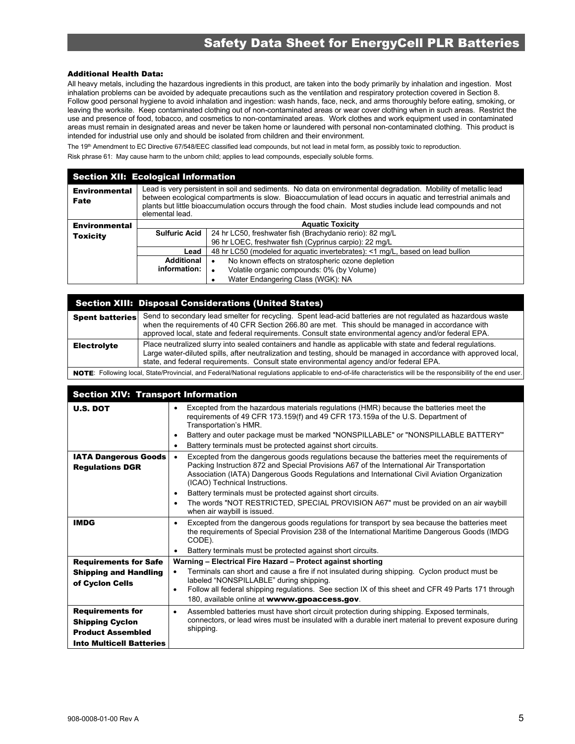## Additional Health Data:

All heavy metals, including the hazardous ingredients in this product, are taken into the body primarily by inhalation and ingestion. Most inhalation problems can be avoided by adequate precautions such as the ventilation and respiratory protection covered in Section 8. Follow good personal hygiene to avoid inhalation and ingestion: wash hands, face, neck, and arms thoroughly before eating, smoking, or leaving the worksite. Keep contaminated clothing out of non-contaminated areas or wear cover clothing when in such areas. Restrict the use and presence of food, tobacco, and cosmetics to non-contaminated areas. Work clothes and work equipment used in contaminated areas must remain in designated areas and never be taken home or laundered with personal non-contaminated clothing. This product is intended for industrial use only and should be isolated from children and their environment.

The 19th Amendment to EC Directive 67/548/EEC classified lead compounds, but not lead in metal form, as possibly toxic to reproduction.

Risk phrase 61: May cause harm to the unborn child; applies to lead compounds, especially soluble forms.

## Section XII: Ecological Information

| | | |
|---|---|---|
| **Environmental Fate** | Lead is very persistent in soil and sediments. No data on environmental degradation. Mobility of metallic lead between ecological compartments is slow. Bioaccumulation of lead occurs in aquatic and terrestrial animals and plants but little bioaccumulation occurs through the food chain. Most studies include lead compounds and not elemental lead. | |
| **Environmental Toxicity** | **Aquatic Toxicity** | |
| | **Sulfuric Acid** | 24 hr LC50, freshwater fish (Brachydanio rerio): 82 mg/L<br>96 hr LOEC, freshwater fish (Cyprinus carpio): 22 mg/L |
| | **Lead** | 48 hr LC50 (modeled for aquatic invertebrates): <1 mg/L, based on lead bullion |
| | **Additional information:** | • No known effects on stratospheric ozone depletion<br>• Volatile organic compounds: 0% (by Volume)<br>• Water Endangering Class (WGK): NA |

## Section XIII: Disposal Considerations (United States)

| | |
|---|---|
| **Spent batteries** | Send to secondary lead smelter for recycling. Spent lead-acid batteries are not regulated as hazardous waste when the requirements of 40 CFR Section 266.80 are met. This should be managed in accordance with approved local, state and federal requirements. Consult state environmental agency and/or federal EPA. |
| **Electrolyte** | Place neutralized slurry into sealed containers and handle as applicable with state and federal regulations. Large water-diluted spills, after neutralization and testing, should be managed in accordance with approved local, state, and federal requirements. Consult state environmental agency and/or federal EPA. |

**NOTE**: Following local, State/Provincial, and Federal/National regulations applicable to end-of-life characteristics will be the responsibility of the end user.

## Section XIV: Transport Information

| | |
|---|---|
| **U.S. DOT** | • Excepted from the hazardous materials regulations (HMR) because the batteries meet the requirements of 49 CFR 173.159(f) and 49 CFR 173.159a of the U.S. Department of Transportation's HMR.<br>• Battery and outer package must be marked "NONSPILLABLE" or "NONSPILLABLE BATTERY"<br>• Battery terminals must be protected against short circuits. |
| **IATA Dangerous Goods Regulations DGR** | • Excepted from the dangerous goods regulations because the batteries meet the requirements of Packing Instruction 872 and Special Provisions A67 of the International Air Transportation Association (IATA) Dangerous Goods Regulations and International Civil Aviation Organization (ICAO) Technical Instructions.<br>• Battery terminals must be protected against short circuits.<br>• The words "NOT RESTRICTED, SPECIAL PROVISION A67" must be provided on an air waybill when air waybill is issued. |
| **IMDG** | • Excepted from the dangerous goods regulations for transport by sea because the batteries meet the requirements of Special Provision 238 of the International Maritime Dangerous Goods (IMDG CODE).<br>• Battery terminals must be protected against short circuits. |
| **Requirements for Safe Shipping and Handling of Cyclon Cells** | **Warning – Electrical Fire Hazard – Protect against shorting**<br>• Terminals can short and cause a fire if not insulated during shipping. Cyclon product must be labeled "NONSPILLABLE" during shipping.<br>• Follow all federal shipping regulations. See section IX of this sheet and CFR 49 Parts 171 through 180, available online at **wwww.gpoaccess.gov**. |
| **Requirements for Shipping Cyclon Product Assembled Into Multicell Batteries** | • Assembled batteries must have short circuit protection during shipping. Exposed terminals, connectors, or lead wires must be insulated with a durable inert material to prevent exposure during shipping. |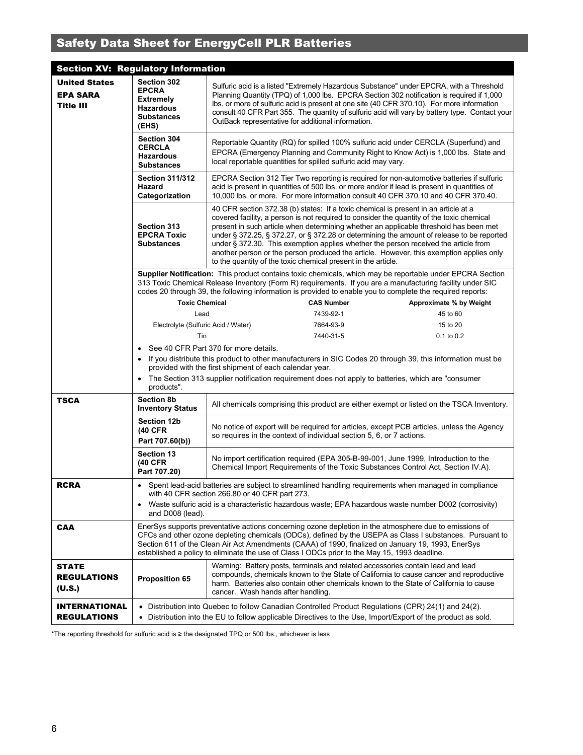## Safety Data Sheet for EnergyCell PLR Batteries

### Section XV: Regulatory Information

| | | |
|---|---|---|
| **United States EPA SARA Title III** | **Section 302 EPCRA Extremely Hazardous Substances (EHS)** | Sulfuric acid is a listed "Extremely Hazardous Substance" under EPCRA, with a Threshold Planning Quantity (TPQ) of 1,000 lbs. EPCRA Section 302 notification is required if 1,000 lbs. or more of sulfuric acid is present at one site (40 CFR 370.10). For more information consult 40 CFR Part 355. The quantity of sulfuric acid will vary by battery type. Contact your OutBack representative for additional information. |
| | **Section 304 CERCLA Hazardous Substances** | Reportable Quantity (RQ) for spilled 100% sulfuric acid under CERCLA (Superfund) and EPCRA (Emergency Planning and Community Right to Know Act) is 1,000 lbs. State and local reportable quantities for spilled sulfuric acid may vary. |
| | **Section 311/312 Hazard Categorization** | EPCRA Section 312 Tier Two reporting is required for non-automotive batteries if sulfuric acid is present in quantities of 500 lbs. or more and/or if lead is present in quantities of 10,000 lbs. or more. For more information consult 40 CFR 370.10 and 40 CFR 370.40. |
| | **Section 313 EPCRA Toxic Substances** | 40 CFR section 372.38 (b) states: If a toxic chemical is present in an article at a covered facility, a person is not required to consider the quantity of the toxic chemical present in such article when determining whether an applicable threshold has been met under § 372.25, § 372.27, or § 372.28 or determining the amount of release to be reported under § 372.30. This exemption applies whether the person received the article from another person or the person produced the article. However, this exemption applies only to the quantity of the toxic chemical present in the article. |

**Supplier Notification:** This product contains toxic chemicals, which may be reportable under EPCRA Section 313 Toxic Chemical Release Inventory (Form R) requirements. If you are a manufacturing facility under SIC codes 20 through 39, the following information is provided to enable you to complete the required reports:

| Toxic Chemical | CAS Number | Approximate % by Weight |
|---|---|---|
| Lead | 7439-92-1 | 45 to 60 |
| Electrolyte (Sulfuric Acid / Water) | 7664-93-9 | 15 to 20 |
| Tin | 7440-31-5 | 0.1 to 0.2 |

- See 40 CFR Part 370 for more details.
- If you distribute this product to other manufacturers in SIC Codes 20 through 39, this information must be provided with the first shipment of each calendar year.
- The Section 313 supplier notification requirement does not apply to batteries, which are "consumer products".

| | | |
|---|---|---|
| **TSCA** | **Section 8b Inventory Status** | All chemicals comprising this product are either exempt or listed on the TSCA Inventory. |
| | **Section 12b (40 CFR Part 707.60(b))** | No notice of export will be required for articles, except PCB articles, unless the Agency so requires in the context of individual section 5, 6, or 7 actions. |
| | **Section 13 (40 CFR Part 707.20)** | No import certification required (EPA 305-B-99-001, June 1999, Introduction to the Chemical Import Requirements of the Toxic Substances Control Act, Section IV.A). |
| **RCRA** | • Spent lead-acid batteries are subject to streamlined handling requirements when managed in compliance with 40 CFR section 266.80 or 40 CFR part 273. • Waste sulfuric acid is a characteristic hazardous waste; EPA hazardous waste number D002 (corrosivity) and D008 (lead). | |
| **CAA** | EnerSys supports preventative actions concerning ozone depletion in the atmosphere due to emissions of CFCs and other ozone depleting chemicals (ODCs), defined by the USEPA as Class I substances. Pursuant to Section 611 of the Clean Air Act Amendments (CAAA) of 1990, finalized on January 19, 1993, EnerSys established a policy to eliminate the use of Class I ODCs prior to the May 15, 1993 deadline. | |
| **STATE REGULATIONS (U.S.)** | **Proposition 65** | Warning: Battery posts, terminals and related accessories contain lead and lead compounds, chemicals known to the State of California to cause cancer and reproductive harm. Batteries also contain other chemicals known to the State of California to cause cancer. Wash hands after handling. |
| **INTERNATIONAL REGULATIONS** | • Distribution into Quebec to follow Canadian Controlled Product Regulations (CPR) 24(1) and 24(2). • Distribution into the EU to follow applicable Directives to the Use, Import/Export of the product as sold. | |

*The reporting threshold for sulfuric acid is ≥ the designated TPQ or 500 lbs., whichever is less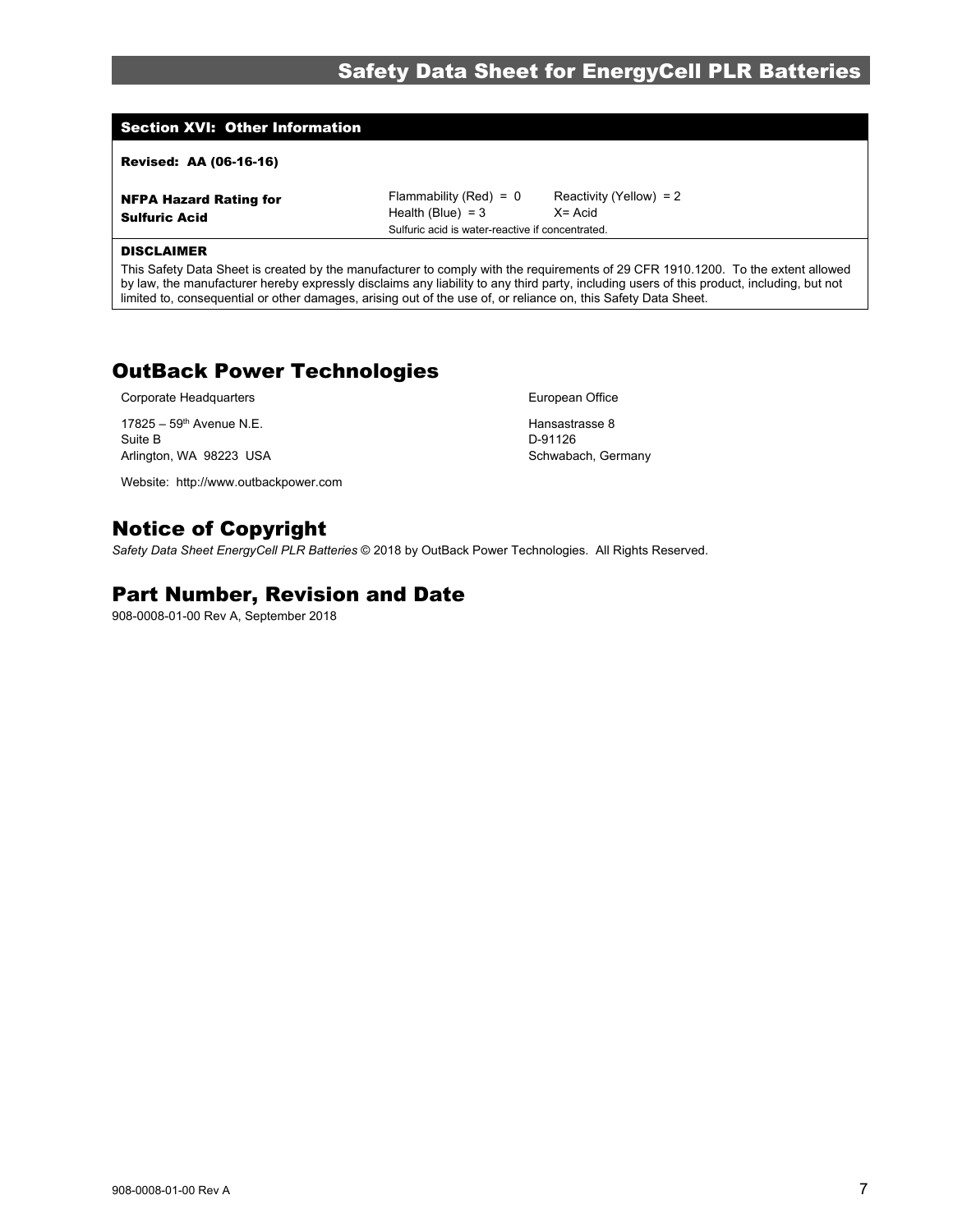## Section XVI: Other Information

**Revised: AA (06-16-16)**

| | | |
|---|---|---|
| **NFPA Hazard Rating for Sulfuric Acid** | Flammability (Red) = 0 | Reactivity (Yellow) = 2 |
| | Health (Blue) = 3 | X= Acid |
| | Sulfuric acid is water-reactive if concentrated. | |

**DISCLAIMER**

This Safety Data Sheet is created by the manufacturer to comply with the requirements of 29 CFR 1910.1200. To the extent allowed by law, the manufacturer hereby expressly disclaims any liability to any third party, including users of this product, including, but not limited to, consequential or other damages, arising out of the use of, or reliance on, this Safety Data Sheet.

# OutBack Power Technologies

Corporate Headquarters

17825 – 59th Avenue N.E.
Suite B
Arlington, WA 98223 USA

Website: http://www.outbackpower.com

European Office

Hansastrasse 8
D-91126
Schwabach, Germany

# Notice of Copyright

*Safety Data Sheet EnergyCell PLR Batteries* © 2018 by OutBack Power Technologies. All Rights Reserved.

# Part Number, Revision and Date

908-0008-01-00 Rev A, September 2018